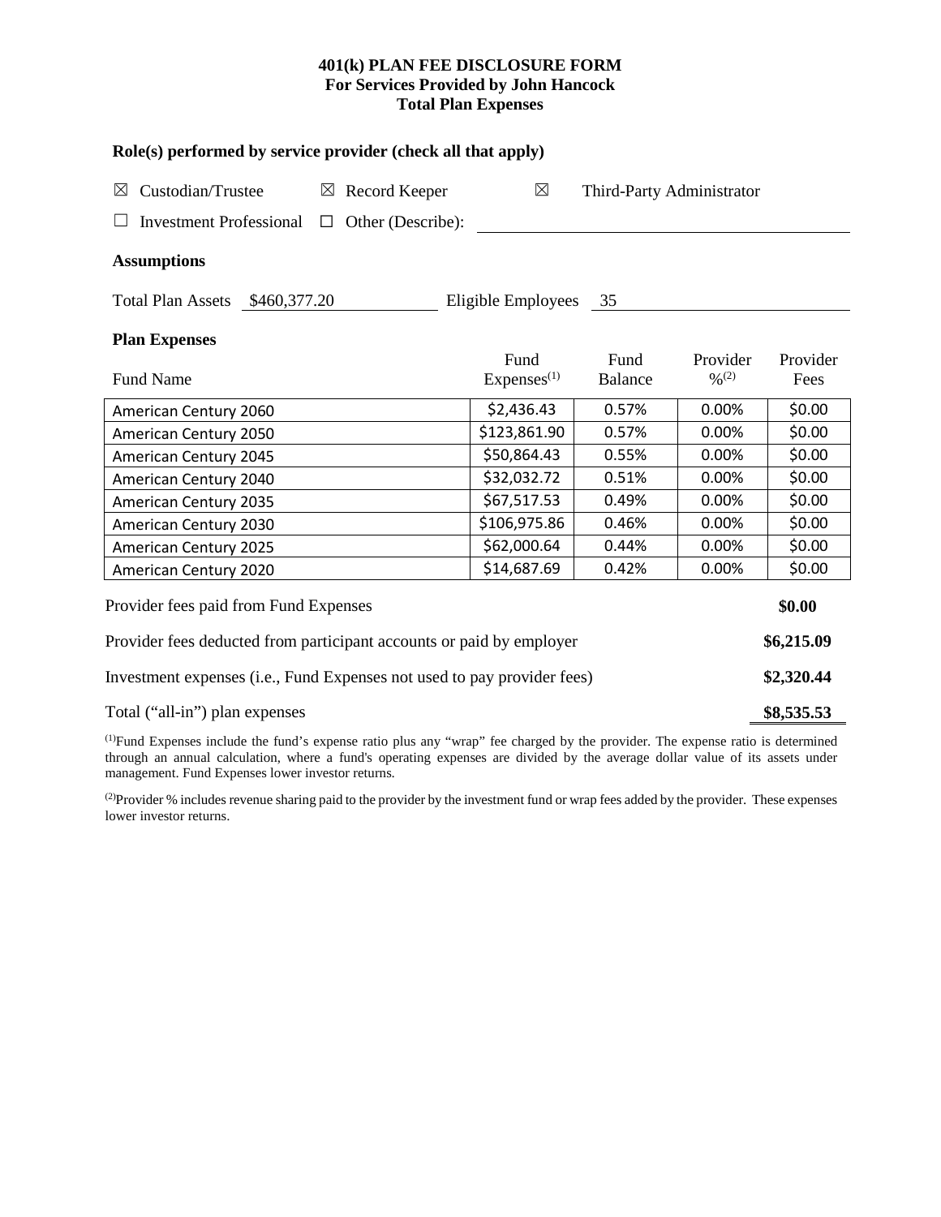# 401(k) PLAN FEE DISCLOSURE FORM
## For Services Provided by John Hancock
## Total Plan Expenses

### Role(s) performed by service provider (check all that apply)

☒ Custodian/Trustee ☒ Record Keeper ☒ Third-Party Administrator

☐ Investment Professional ☐ Other (Describe): \_\_\_\_\_\_\_\_\_\_

### Assumptions

Total Plan Assets $460,377.20 Eligible Employees 35

### Plan Expenses

| Fund Name | Fund Expenses[1] | Fund Balance | Provider %[2] | Provider Fees |
|---|---|---|---|---|
| American Century 2060 | $2,436.43 | 0.57% | 0.00% | $0.00 |
| American Century 2050 | $123,861.90 | 0.57% | 0.00% | $0.00 |
| American Century 2045 | $50,864.43 | 0.55% | 0.00% | $0.00 |
| American Century 2040 | $32,032.72 | 0.51% | 0.00% | $0.00 |
| American Century 2035 | $67,517.53 | 0.49% | 0.00% | $0.00 |
| American Century 2030 | $106,975.86 | 0.46% | 0.00% | $0.00 |
| American Century 2025 | $62,000.64 | 0.44% | 0.00% | $0.00 |
| American Century 2020 | $14,687.69 | 0.42% | 0.00% | $0.00 |

| | |
|---|---|
| Provider fees paid from Fund Expenses | **$0.00** |
| Provider fees deducted from participant accounts or paid by employer | **$6,215.09** |
| Investment expenses (i.e., Fund Expenses not used to pay provider fees) | **$2,320.44** |
| Total ("all-in") plan expenses | **$8,535.53** |

[1]Fund Expenses include the fund's expense ratio plus any "wrap" fee charged by the provider. The expense ratio is determined through an annual calculation, where a fund's operating expenses are divided by the average dollar value of its assets under management. Fund Expenses lower investor returns.

[2]Provider % includes revenue sharing paid to the provider by the investment fund or wrap fees added by the provider. These expenses lower investor returns.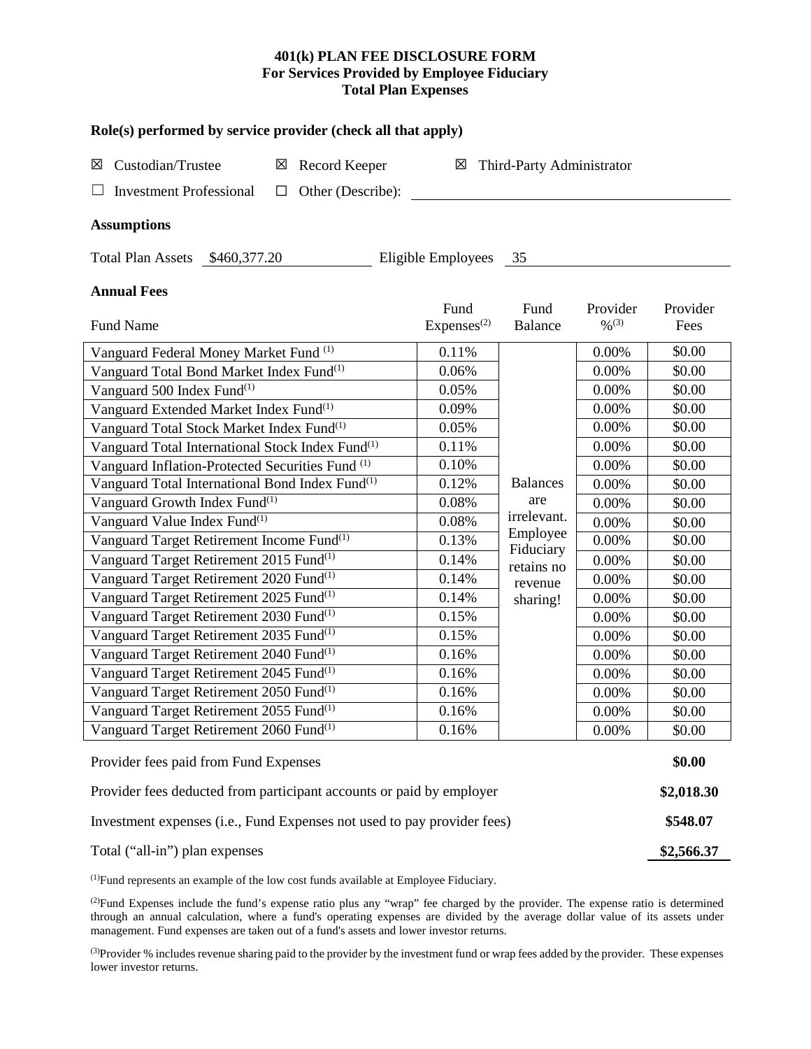**401(k) PLAN FEE DISCLOSURE FORM**
**For Services Provided by Employee Fiduciary**
**Total Plan Expenses**

**Role(s) performed by service provider (check all that apply)**

☒ Custodian/Trustee ☒ Record Keeper ☒ Third-Party Administrator

☐ Investment Professional ☐ Other (Describe): ____________________

**Assumptions**

Total Plan Assets $460,377.20 Eligible Employees 35

**Annual Fees**

| Fund Name | Fund Expenses[2] | Fund Balance | Provider %[3] | Provider Fees |
|---|---|---|---|---|
| Vanguard Federal Money Market Fund [1] | 0.11% | Balances are irrelevant. Employee Fiduciary retains no revenue sharing! | 0.00% | $0.00 |
| Vanguard Total Bond Market Index Fund[1] | 0.06% | | 0.00% | $0.00 |
| Vanguard 500 Index Fund[1] | 0.05% | | 0.00% | $0.00 |
| Vanguard Extended Market Index Fund[1] | 0.09% | | 0.00% | $0.00 |
| Vanguard Total Stock Market Index Fund[1] | 0.05% | | 0.00% | $0.00 |
| Vanguard Total International Stock Index Fund[1] | 0.11% | | 0.00% | $0.00 |
| Vanguard Inflation-Protected Securities Fund [1] | 0.10% | | 0.00% | $0.00 |
| Vanguard Total International Bond Index Fund[1] | 0.12% | | 0.00% | $0.00 |
| Vanguard Growth Index Fund[1] | 0.08% | | 0.00% | $0.00 |
| Vanguard Value Index Fund[1] | 0.08% | | 0.00% | $0.00 |
| Vanguard Target Retirement Income Fund[1] | 0.13% | | 0.00% | $0.00 |
| Vanguard Target Retirement 2015 Fund[1] | 0.14% | | 0.00% | $0.00 |
| Vanguard Target Retirement 2020 Fund[1] | 0.14% | | 0.00% | $0.00 |
| Vanguard Target Retirement 2025 Fund[1] | 0.14% | | 0.00% | $0.00 |
| Vanguard Target Retirement 2030 Fund[1] | 0.15% | | 0.00% | $0.00 |
| Vanguard Target Retirement 2035 Fund[1] | 0.15% | | 0.00% | $0.00 |
| Vanguard Target Retirement 2040 Fund[1] | 0.16% | | 0.00% | $0.00 |
| Vanguard Target Retirement 2045 Fund[1] | 0.16% | | 0.00% | $0.00 |
| Vanguard Target Retirement 2050 Fund[1] | 0.16% | | 0.00% | $0.00 |
| Vanguard Target Retirement 2055 Fund[1] | 0.16% | | 0.00% | $0.00 |
| Vanguard Target Retirement 2060 Fund[1] | 0.16% | | 0.00% | $0.00 |

| | |
|---|---|
| Provider fees paid from Fund Expenses | **$0.00** |
| Provider fees deducted from participant accounts or paid by employer | **$2,018.30** |
| Investment expenses (i.e., Fund Expenses not used to pay provider fees) | **$548.07** |
| Total ("all-in") plan expenses | **$2,566.37** |

[1]Fund represents an example of the low cost funds available at Employee Fiduciary.

[2]Fund Expenses include the fund's expense ratio plus any "wrap" fee charged by the provider. The expense ratio is determined through an annual calculation, where a fund's operating expenses are divided by the average dollar value of its assets under management. Fund expenses are taken out of a fund's assets and lower investor returns.

[3]Provider % includes revenue sharing paid to the provider by the investment fund or wrap fees added by the provider. These expenses lower investor returns.